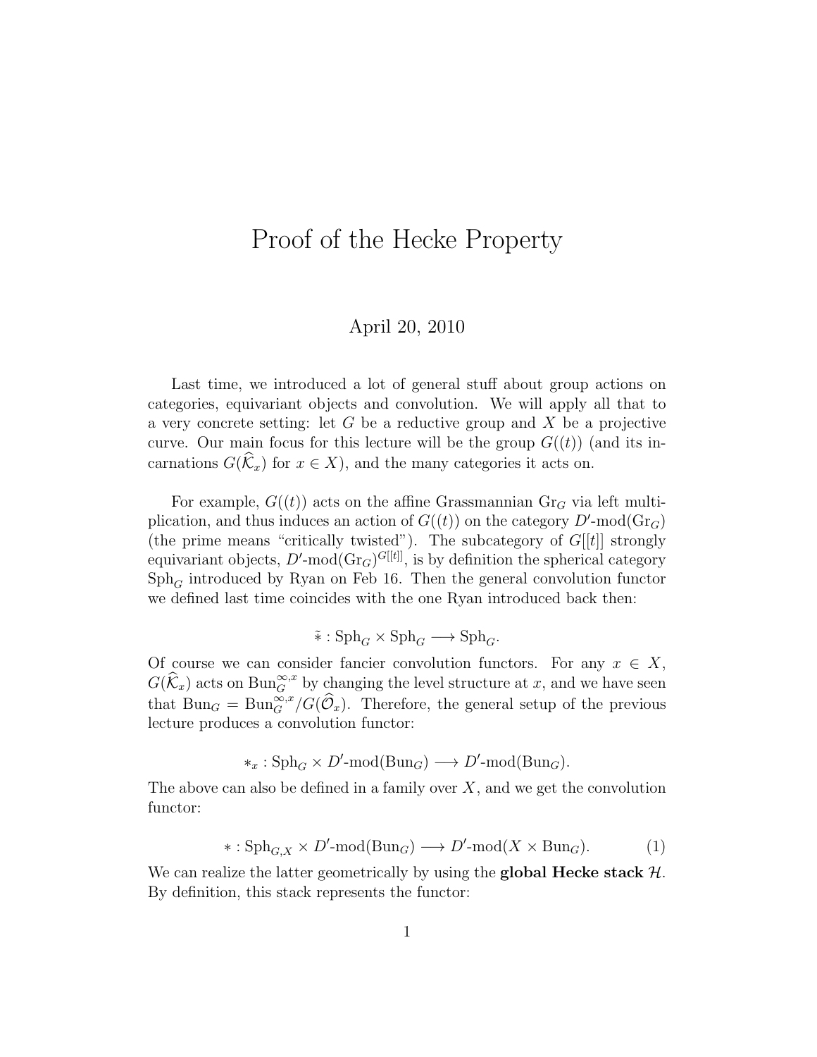# Proof of the Hecke Property

April 20, 2010

Last time, we introduced a lot of general stuff about group actions on categories, equivariant objects and convolution. We will apply all that to a very concrete setting: let $G$ be a reductive group and $X$ be a projective curve. Our main focus for this lecture will be the group $G((t))$ (and its incarnations $G(\widehat{\mathcal{K}}_x)$ for $x \in X$), and the many categories it acts on.

For example, $G((t))$ acts on the affine Grassmannian $\mathrm{Gr}_G$ via left multiplication, and thus induces an action of $G((t))$ on the category $D'\text{-mod}(\mathrm{Gr}_G)$ (the prime means "critically twisted"). The subcategory of $G[[t]]$ strongly equivariant objects, $D'\text{-mod}(\mathrm{Gr}_G)^{G[[t]]}$, is by definition the spherical category $\mathrm{Sph}_G$ introduced by Ryan on Feb 16. Then the general convolution functor we defined last time coincides with the one Ryan introduced back then:

$$\tilde{*} : \mathrm{Sph}_G \times \mathrm{Sph}_G \longrightarrow \mathrm{Sph}_G.$$

Of course we can consider fancier convolution functors. For any $x \in X$, $G(\widehat{\mathcal{K}}_x)$ acts on $\mathrm{Bun}_G^{\infty,x}$ by changing the level structure at $x$, and we have seen that $\mathrm{Bun}_G = \mathrm{Bun}_G^{\infty,x}/G(\widehat{\mathcal{O}}_x)$. Therefore, the general setup of the previous lecture produces a convolution functor:

$$*_x : \mathrm{Sph}_G \times D'\text{-mod}(\mathrm{Bun}_G) \longrightarrow D'\text{-mod}(\mathrm{Bun}_G).$$

The above can also be defined in a family over $X$, and we get the convolution functor:

$$* : \mathrm{Sph}_{G,X} \times D'\text{-mod}(\mathrm{Bun}_G) \longrightarrow D'\text{-mod}(X \times \mathrm{Bun}_G). \tag{1}$$

We can realize the latter geometrically by using the **global Hecke stack** $\mathcal{H}$. By definition, this stack represents the functor: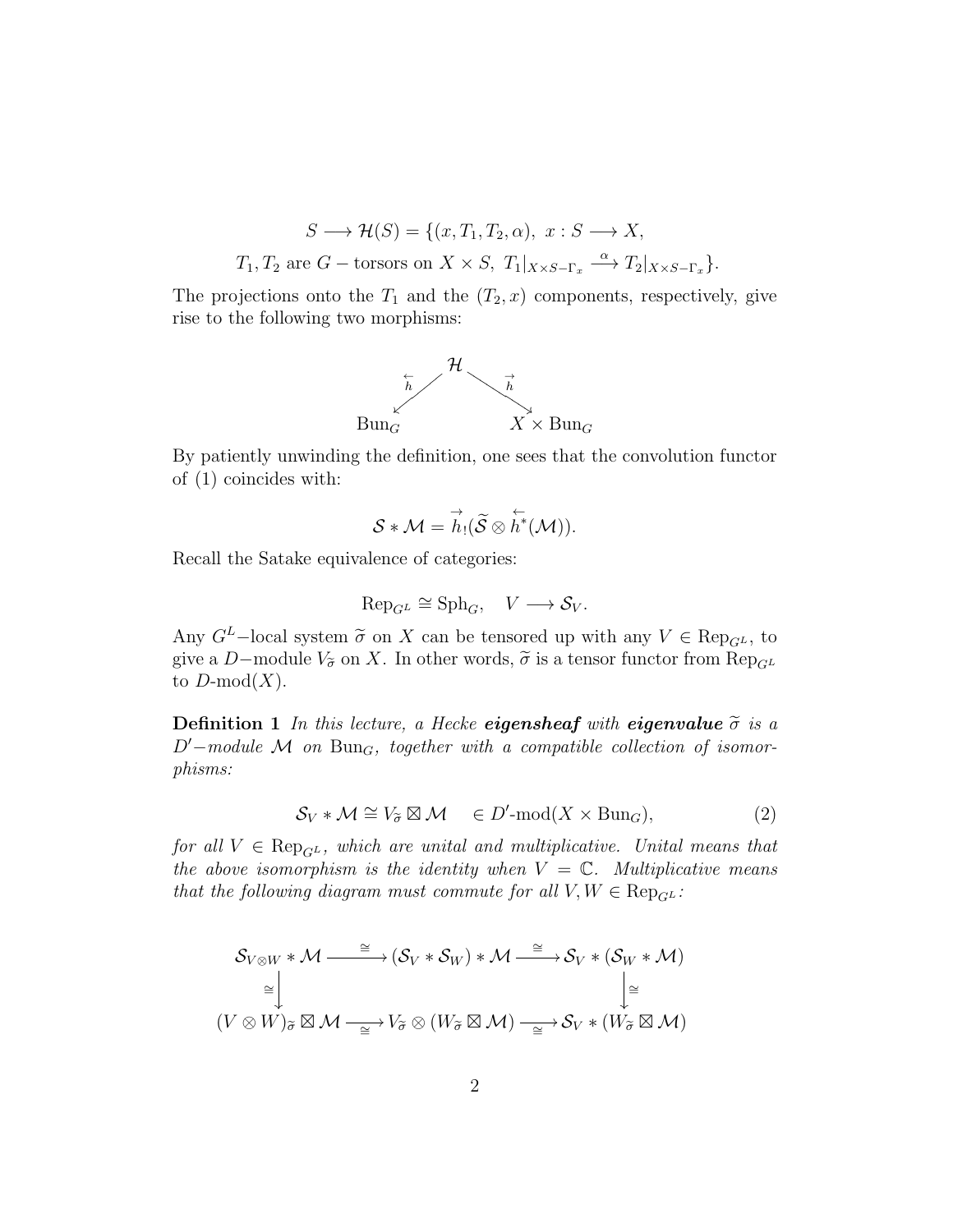$$S \longrightarrow \mathcal{H}(S) = \{(x, T_1, T_2, \alpha),\ x : S \longrightarrow X,$$

$$T_1, T_2 \text{ are } G-\text{torsors on } X \times S,\ T_1|_{X\times S - \Gamma_x} \stackrel{\alpha}{\longrightarrow} T_2|_{X\times S-\Gamma_x}\}.$$

The projections onto the $T_1$ and the $(T_2, x)$ components, respectively, give rise to the following two morphisms:

$$\begin{array}{ccc} & \mathcal{H} & \\ \overleftarrow{h} \swarrow & & \searrow \overrightarrow{h} \\ \mathrm{Bun}_G & & X \times \mathrm{Bun}_G \end{array}$$

By patiently unwinding the definition, one sees that the convolution functor of (1) coincides with:

$$\mathcal{S} * \mathcal{M} = \overrightarrow{h}_!(\widetilde{\mathcal{S}} \otimes \overleftarrow{h}^*(\mathcal{M})).$$

Recall the Satake equivalence of categories:

$$\mathrm{Rep}_{G^L} \cong \mathrm{Sph}_G, \quad V \longrightarrow \mathcal{S}_V.$$

Any $G^L-$local system $\widetilde{\sigma}$ on $X$ can be tensored up with any $V \in \mathrm{Rep}_{G^L}$, to give a $D-$module $V_{\widetilde{\sigma}}$ on $X$. In other words, $\widetilde{\sigma}$ is a tensor functor from $\mathrm{Rep}_{G^L}$ to $D$-mod$(X)$.

**Definition 1** *In this lecture, a Hecke* ***eigensheaf*** *with* ***eigenvalue*** $\widetilde{\sigma}$ *is a* $D'-$*module* $\mathcal{M}$ *on* $\mathrm{Bun}_G$*, together with a compatible collection of isomorphisms:*

$$\mathcal{S}_V * \mathcal{M} \cong V_{\widetilde{\sigma}} \boxtimes \mathcal{M} \quad \in D'\text{-mod}(X \times \mathrm{Bun}_G), \tag{2}$$

*for all* $V \in \mathrm{Rep}_{G^L}$*, which are unital and multiplicative. Unital means that the above isomorphism is the identity when* $V = \mathbb{C}$*. Multiplicative means that the following diagram must commute for all* $V, W \in \mathrm{Rep}_{G^L}$*:*

$$\begin{array}{ccccc} \mathcal{S}_{V\otimes W} * \mathcal{M} & \xrightarrow{\cong} & (\mathcal{S}_V * \mathcal{S}_W) * \mathcal{M} & \xrightarrow{\cong} & \mathcal{S}_V * (\mathcal{S}_W * \mathcal{M}) \\ \cong \downarrow & & & & \downarrow \cong \\ (V \otimes W)_{\widetilde{\sigma}} \boxtimes \mathcal{M} & \xrightarrow[\cong]{} & V_{\widetilde{\sigma}} \otimes (W_{\widetilde{\sigma}} \boxtimes \mathcal{M}) & \xrightarrow[\cong]{} & \mathcal{S}_V * (W_{\widetilde{\sigma}} \boxtimes \mathcal{M}) \end{array}$$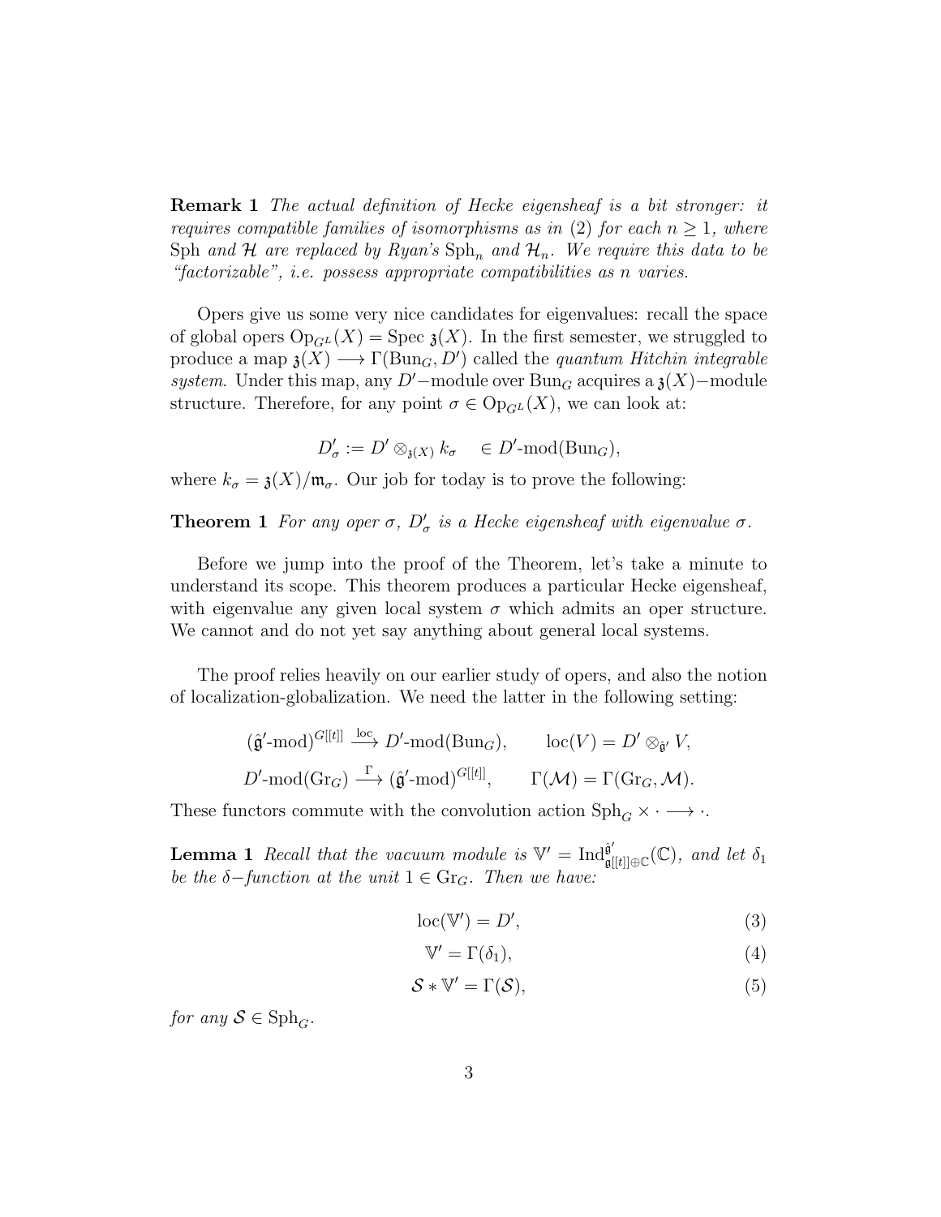**Remark 1** *The actual definition of Hecke eigensheaf is a bit stronger: it requires compatible families of isomorphisms as in (2) for each $n \geq 1$, where* $\mathrm{Sph}$ *and* $\mathcal{H}$ *are replaced by Ryan's* $\mathrm{Sph}_n$ *and* $\mathcal{H}_n$*. We require this data to be "factorizable", i.e. possess appropriate compatibilities as n varies.*

Opers give us some very nice candidates for eigenvalues: recall the space of global opers $\mathrm{Op}_{G^L}(X) = \mathrm{Spec}\, \mathfrak{z}(X)$. In the first semester, we struggled to produce a map $\mathfrak{z}(X) \longrightarrow \Gamma(\mathrm{Bun}_G, D')$ called the *quantum Hitchin integrable system*. Under this map, any $D'$−module over $\mathrm{Bun}_G$ acquires a $\mathfrak{z}(X)$−module structure. Therefore, for any point $\sigma \in \mathrm{Op}_{G^L}(X)$, we can look at:

$$D'_\sigma := D' \otimes_{\mathfrak{z}(X)} k_\sigma \quad \in D'\text{-mod}(\mathrm{Bun}_G),$$

where $k_\sigma = \mathfrak{z}(X)/\mathfrak{m}_\sigma$. Our job for today is to prove the following:

**Theorem 1** *For any oper* $\sigma$*,* $D'_\sigma$ *is a Hecke eigensheaf with eigenvalue* $\sigma$*.*

Before we jump into the proof of the Theorem, let's take a minute to understand its scope. This theorem produces a particular Hecke eigensheaf, with eigenvalue any given local system $\sigma$ which admits an oper structure. We cannot and do not yet say anything about general local systems.

The proof relies heavily on our earlier study of opers, and also the notion of localization-globalization. We need the latter in the following setting:

$$(\hat{\mathfrak{g}}'\text{-mod})^{G[[t]]} \xrightarrow{\mathrm{loc}} D'\text{-mod}(\mathrm{Bun}_G), \qquad \mathrm{loc}(V) = D' \otimes_{\hat{\mathfrak{g}}'} V,$$

$$D'\text{-mod}(\mathrm{Gr}_G) \xrightarrow{\Gamma} (\hat{\mathfrak{g}}'\text{-mod})^{G[[t]]}, \qquad \Gamma(\mathcal{M}) = \Gamma(\mathrm{Gr}_G, \mathcal{M}).$$

These functors commute with the convolution action $\mathrm{Sph}_G \times \cdot \longrightarrow \cdot$.

**Lemma 1** *Recall that the vacuum module is* $\mathbb{V}' = \mathrm{Ind}_{\mathfrak{g}[[t]]\oplus\mathbb{C}}^{\hat{\mathfrak{g}}'}(\mathbb{C})$*, and let* $\delta_1$ *be the* $\delta$*−function at the unit* $1 \in \mathrm{Gr}_G$*. Then we have:*

$$\mathrm{loc}(\mathbb{V}') = D', \tag{3}$$

$$\mathbb{V}' = \Gamma(\delta_1), \tag{4}$$

$$\mathcal{S} * \mathbb{V}' = \Gamma(\mathcal{S}), \tag{5}$$

*for any* $\mathcal{S} \in \mathrm{Sph}_G$*.*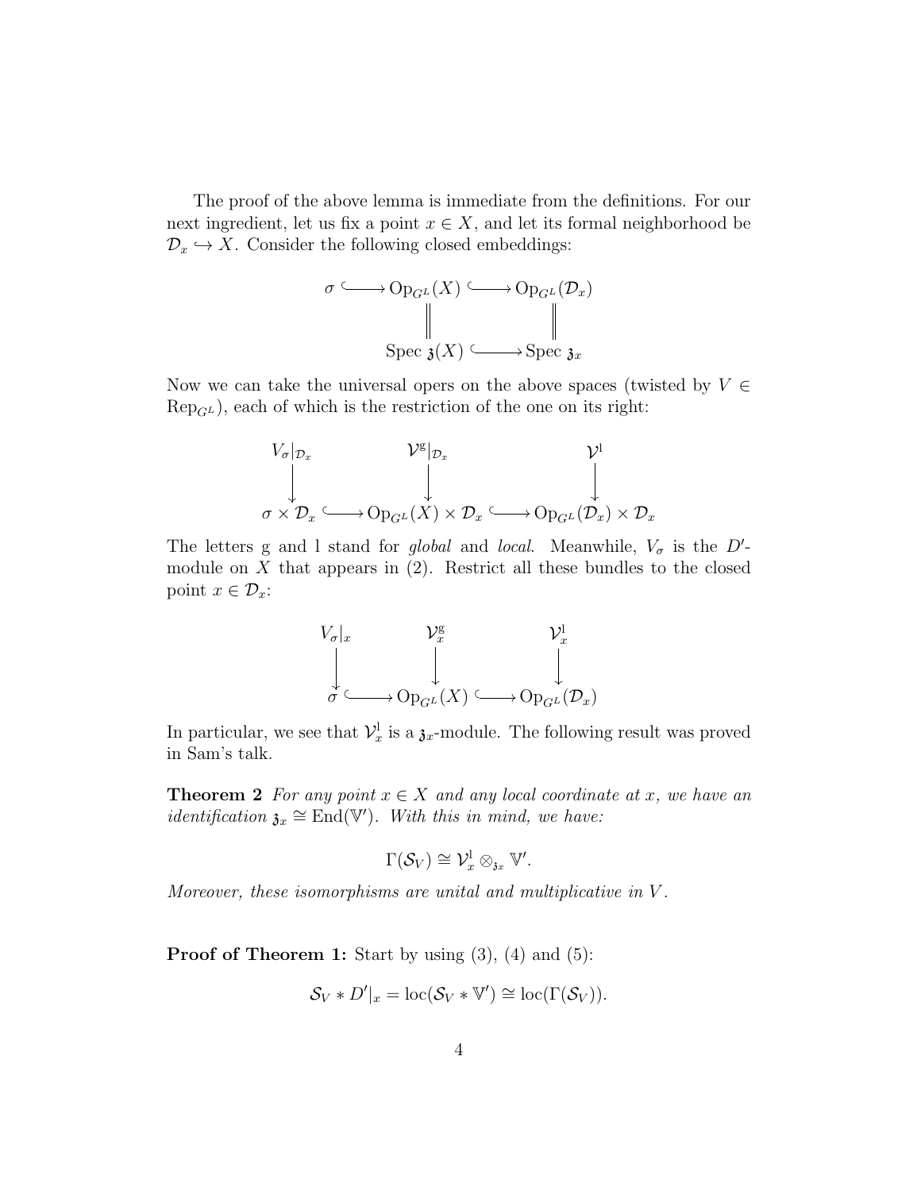The proof of the above lemma is immediate from the definitions. For our next ingredient, let us fix a point $x \in X$, and let its formal neighborhood be $\mathcal{D}_x \hookrightarrow X$. Consider the following closed embeddings:

$$
\begin{array}{ccccc}
\sigma & \hookrightarrow & \mathrm{Op}_{G^L}(X) & \hookrightarrow & \mathrm{Op}_{G^L}(\mathcal{D}_x) \\
 & & \| & & \| \\
 & & \mathrm{Spec}\ \mathfrak{z}(X) & \hookrightarrow & \mathrm{Spec}\ \mathfrak{z}_x
\end{array}
$$

Now we can take the universal opers on the above spaces (twisted by $V \in \mathrm{Rep}_{G^L}$), each of which is the restriction of the one on its right:

$$
\begin{array}{ccccc}
V_\sigma|_{\mathcal{D}_x} & & \mathcal{V}^{\mathrm{g}}|_{\mathcal{D}_x} & & \mathcal{V}^{\mathrm{l}} \\
\downarrow & & \downarrow & & \downarrow \\
\sigma \times \mathcal{D}_x & \hookrightarrow & \mathrm{Op}_{G^L}(X) \times \mathcal{D}_x & \hookrightarrow & \mathrm{Op}_{G^L}(\mathcal{D}_x) \times \mathcal{D}_x
\end{array}
$$

The letters g and l stand for *global* and *local*. Meanwhile, $V_\sigma$ is the $D'$-module on $X$ that appears in (2). Restrict all these bundles to the closed point $x \in \mathcal{D}_x$:

$$
\begin{array}{ccccc}
V_\sigma|_x & & \mathcal{V}^{\mathrm{g}}_x & & \mathcal{V}^{\mathrm{l}}_x \\
\downarrow & & \downarrow & & \downarrow \\
\sigma & \hookrightarrow & \mathrm{Op}_{G^L}(X) & \hookrightarrow & \mathrm{Op}_{G^L}(\mathcal{D}_x)
\end{array}
$$

In particular, we see that $\mathcal{V}^{\mathrm{l}}_x$ is a $\mathfrak{z}_x$-module. The following result was proved in Sam's talk.

**Theorem 2** *For any point $x \in X$ and any local coordinate at $x$, we have an identification $\mathfrak{z}_x \cong \mathrm{End}(\mathbb{V}')$. With this in mind, we have:*

$$\Gamma(\mathcal{S}_V) \cong \mathcal{V}^{\mathrm{l}}_x \otimes_{\mathfrak{z}_x} \mathbb{V}'.$$

*Moreover, these isomorphisms are unital and multiplicative in $V$.*

**Proof of Theorem 1:** Start by using (3), (4) and (5):

$$\mathcal{S}_V * D'|_x = \mathrm{loc}(\mathcal{S}_V * \mathbb{V}') \cong \mathrm{loc}(\Gamma(\mathcal{S}_V)).$$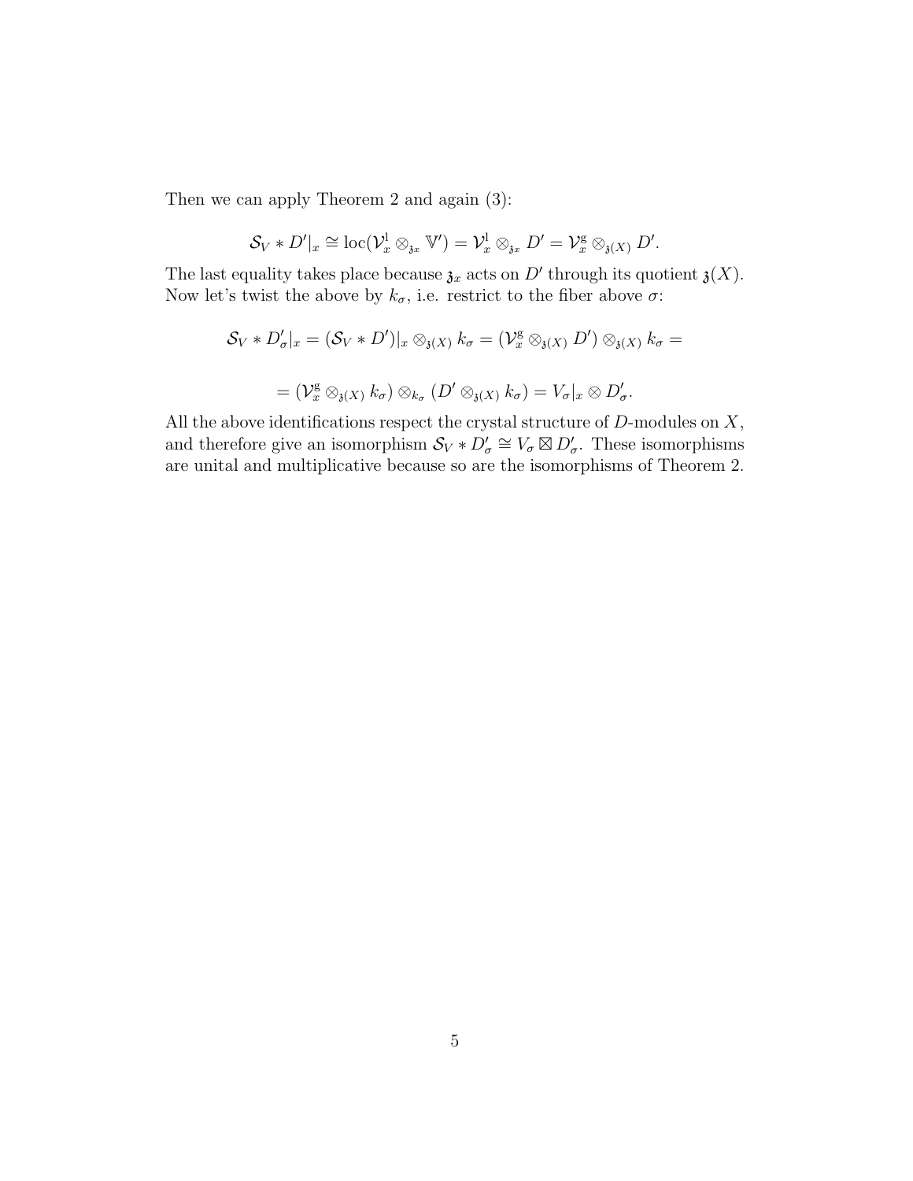Then we can apply Theorem 2 and again (3):

$$\mathcal{S}_V * D'|_x \cong \operatorname{loc}(\mathcal{V}^{\mathrm{l}}_x \otimes_{\mathfrak{z}_x} \mathbb{V}') = \mathcal{V}^{\mathrm{l}}_x \otimes_{\mathfrak{z}_x} D' = \mathcal{V}^{\mathrm{g}}_x \otimes_{\mathfrak{z}(X)} D'.$$

The last equality takes place because $\mathfrak{z}_x$ acts on $D'$ through its quotient $\mathfrak{z}(X)$. Now let's twist the above by $k_\sigma$, i.e. restrict to the fiber above $\sigma$:

$$\mathcal{S}_V * D'_\sigma|_x = (\mathcal{S}_V * D')|_x \otimes_{\mathfrak{z}(X)} k_\sigma = (\mathcal{V}^{\mathrm{g}}_x \otimes_{\mathfrak{z}(X)} D') \otimes_{\mathfrak{z}(X)} k_\sigma =$$

$$= (\mathcal{V}^{\mathrm{g}}_x \otimes_{\mathfrak{z}(X)} k_\sigma) \otimes_{k_\sigma} (D' \otimes_{\mathfrak{z}(X)} k_\sigma) = V_\sigma|_x \otimes D'_\sigma.$$

All the above identifications respect the crystal structure of $D$-modules on $X$, and therefore give an isomorphism $\mathcal{S}_V * D'_\sigma \cong V_\sigma \boxtimes D'_\sigma$. These isomorphisms are unital and multiplicative because so are the isomorphisms of Theorem 2.